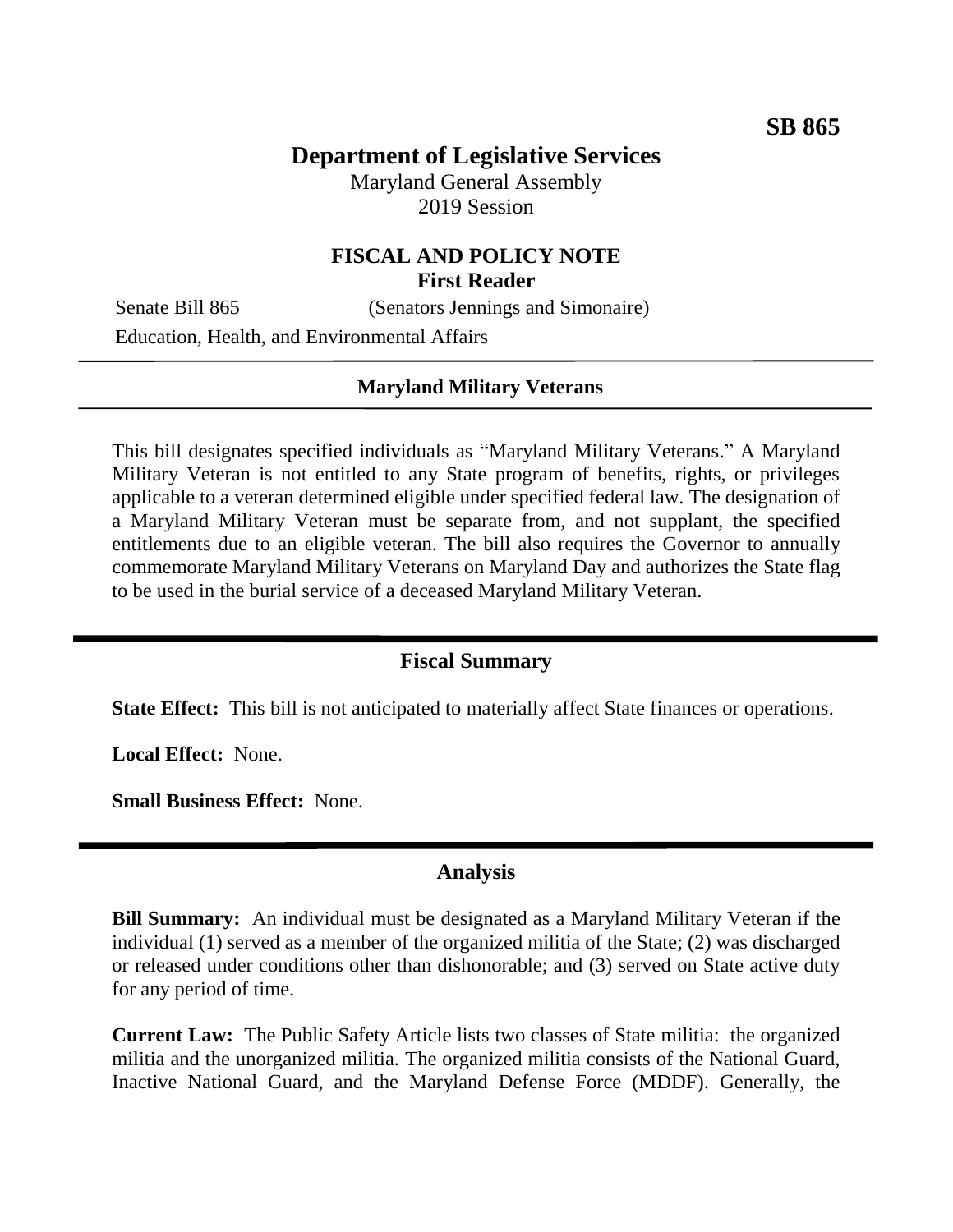**SB 865**

# Department of Legislative Services

Maryland General Assembly
2019 Session

## FISCAL AND POLICY NOTE
**First Reader**

Senate Bill 865 (Senators Jennings and Simonaire)

Education, Health, and Environmental Affairs

---

**Maryland Military Veterans**

---

This bill designates specified individuals as "Maryland Military Veterans." A Maryland Military Veteran is not entitled to any State program of benefits, rights, or privileges applicable to a veteran determined eligible under specified federal law. The designation of a Maryland Military Veteran must be separate from, and not supplant, the specified entitlements due to an eligible veteran. The bill also requires the Governor to annually commemorate Maryland Military Veterans on Maryland Day and authorizes the State flag to be used in the burial service of a deceased Maryland Military Veteran.

---

### Fiscal Summary

**State Effect:** This bill is not anticipated to materially affect State finances or operations.

**Local Effect:** None.

**Small Business Effect:** None.

---

### Analysis

**Bill Summary:** An individual must be designated as a Maryland Military Veteran if the individual (1) served as a member of the organized militia of the State; (2) was discharged or released under conditions other than dishonorable; and (3) served on State active duty for any period of time.

**Current Law:** The Public Safety Article lists two classes of State militia: the organized militia and the unorganized militia. The organized militia consists of the National Guard, Inactive National Guard, and the Maryland Defense Force (MDDF). Generally, the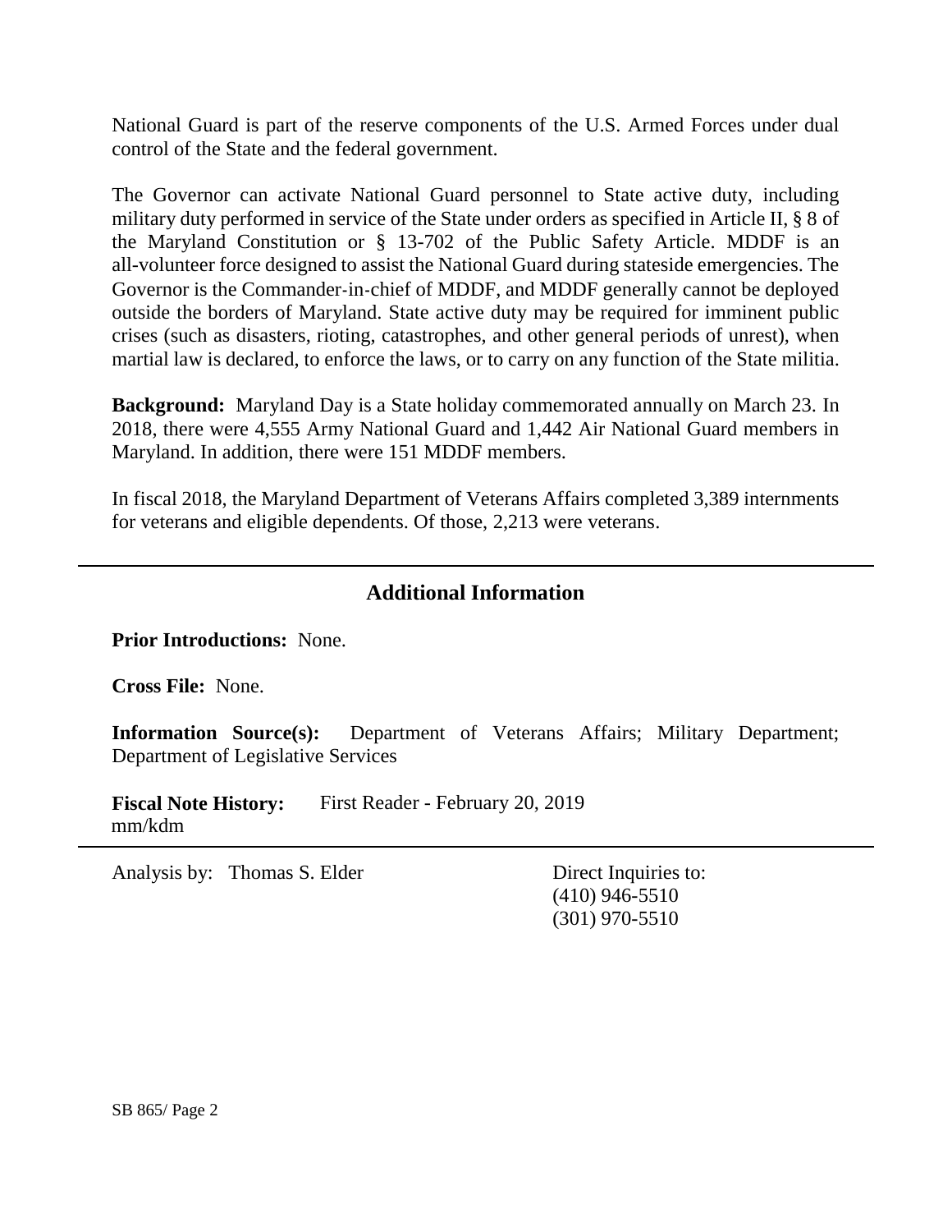National Guard is part of the reserve components of the U.S. Armed Forces under dual control of the State and the federal government.

The Governor can activate National Guard personnel to State active duty, including military duty performed in service of the State under orders as specified in Article II, § 8 of the Maryland Constitution or § 13-702 of the Public Safety Article. MDDF is an all-volunteer force designed to assist the National Guard during stateside emergencies. The Governor is the Commander-in-chief of MDDF, and MDDF generally cannot be deployed outside the borders of Maryland. State active duty may be required for imminent public crises (such as disasters, rioting, catastrophes, and other general periods of unrest), when martial law is declared, to enforce the laws, or to carry on any function of the State militia.

**Background:** Maryland Day is a State holiday commemorated annually on March 23. In 2018, there were 4,555 Army National Guard and 1,442 Air National Guard members in Maryland. In addition, there were 151 MDDF members.

In fiscal 2018, the Maryland Department of Veterans Affairs completed 3,389 internments for veterans and eligible dependents. Of those, 2,213 were veterans.

## Additional Information

**Prior Introductions:** None.

**Cross File:** None.

**Information Source(s):** Department of Veterans Affairs; Military Department; Department of Legislative Services

**Fiscal Note History:** First Reader - February 20, 2019
mm/kdm

Analysis by: Thomas S. Elder

Direct Inquiries to:
(410) 946-5510
(301) 970-5510